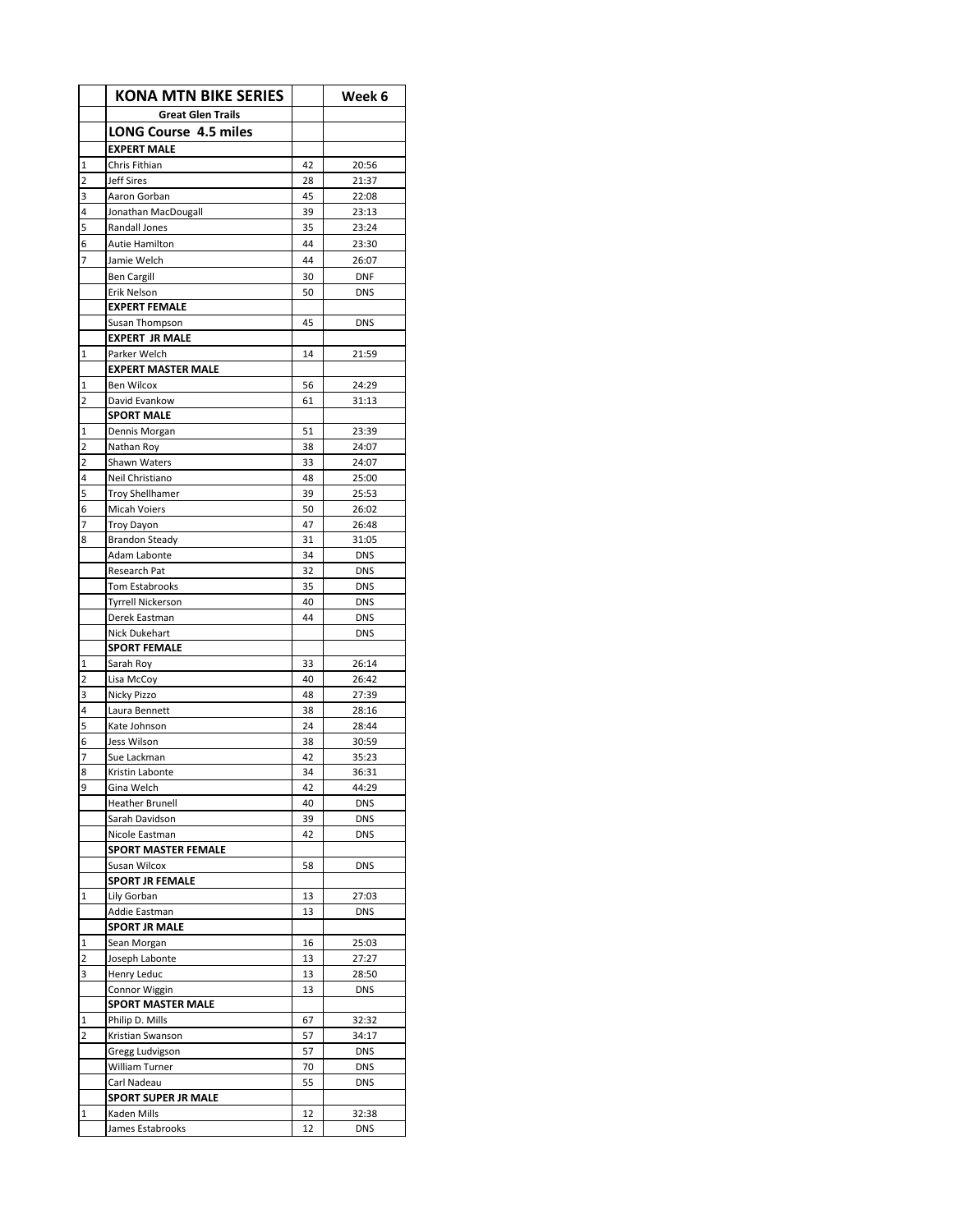| | KONA MTN BIKE SERIES | | Week 6 |
|---|---|---|---|
| | Great Glen Trails | | |
| | LONG Course 4.5 miles | | |
| | EXPERT MALE | | |
| 1 | Chris Fithian | 42 | 20:56 |
| 2 | Jeff Sires | 28 | 21:37 |
| 3 | Aaron Gorban | 45 | 22:08 |
| 4 | Jonathan MacDougall | 39 | 23:13 |
| 5 | Randall Jones | 35 | 23:24 |
| 6 | Autie Hamilton | 44 | 23:30 |
| 7 | Jamie Welch | 44 | 26:07 |
| | Ben Cargill | 30 | DNF |
| | Erik Nelson | 50 | DNS |
| | EXPERT FEMALE | | |
| | Susan Thompson | 45 | DNS |
| | EXPERT JR MALE | | |
| 1 | Parker Welch | 14 | 21:59 |
| | EXPERT MASTER MALE | | |
| 1 | Ben Wilcox | 56 | 24:29 |
| 2 | David Evankow | 61 | 31:13 |
| | SPORT MALE | | |
| 1 | Dennis Morgan | 51 | 23:39 |
| 2 | Nathan Roy | 38 | 24:07 |
| 2 | Shawn Waters | 33 | 24:07 |
| 4 | Neil Christiano | 48 | 25:00 |
| 5 | Troy Shellhamer | 39 | 25:53 |
| 6 | Micah Voiers | 50 | 26:02 |
| 7 | Troy Dayon | 47 | 26:48 |
| 8 | Brandon Steady | 31 | 31:05 |
| | Adam Labonte | 34 | DNS |
| | Research Pat | 32 | DNS |
| | Tom Estabrooks | 35 | DNS |
| | Tyrrell Nickerson | 40 | DNS |
| | Derek Eastman | 44 | DNS |
| | Nick Dukehart | | DNS |
| | SPORT FEMALE | | |
| 1 | Sarah Roy | 33 | 26:14 |
| 2 | Lisa McCoy | 40 | 26:42 |
| 3 | Nicky Pizzo | 48 | 27:39 |
| 4 | Laura Bennett | 38 | 28:16 |
| 5 | Kate Johnson | 24 | 28:44 |
| 6 | Jess Wilson | 38 | 30:59 |
| 7 | Sue Lackman | 42 | 35:23 |
| 8 | Kristin Labonte | 34 | 36:31 |
| 9 | Gina Welch | 42 | 44:29 |
| | Heather Brunell | 40 | DNS |
| | Sarah Davidson | 39 | DNS |
| | Nicole Eastman | 42 | DNS |
| | SPORT MASTER FEMALE | | |
| | Susan Wilcox | 58 | DNS |
| | SPORT JR FEMALE | | |
| 1 | Lily Gorban | 13 | 27:03 |
| | Addie Eastman | 13 | DNS |
| | SPORT JR MALE | | |
| 1 | Sean Morgan | 16 | 25:03 |
| 2 | Joseph Labonte | 13 | 27:27 |
| 3 | Henry Leduc | 13 | 28:50 |
| | Connor Wiggin | 13 | DNS |
| | SPORT MASTER MALE | | |
| 1 | Philip D. Mills | 67 | 32:32 |
| 2 | Kristian Swanson | 57 | 34:17 |
| | Gregg Ludvigson | 57 | DNS |
| | William Turner | 70 | DNS |
| | Carl Nadeau | 55 | DNS |
| | SPORT SUPER JR MALE | | |
| 1 | Kaden Mills | 12 | 32:38 |
| | James Estabrooks | 12 | DNS |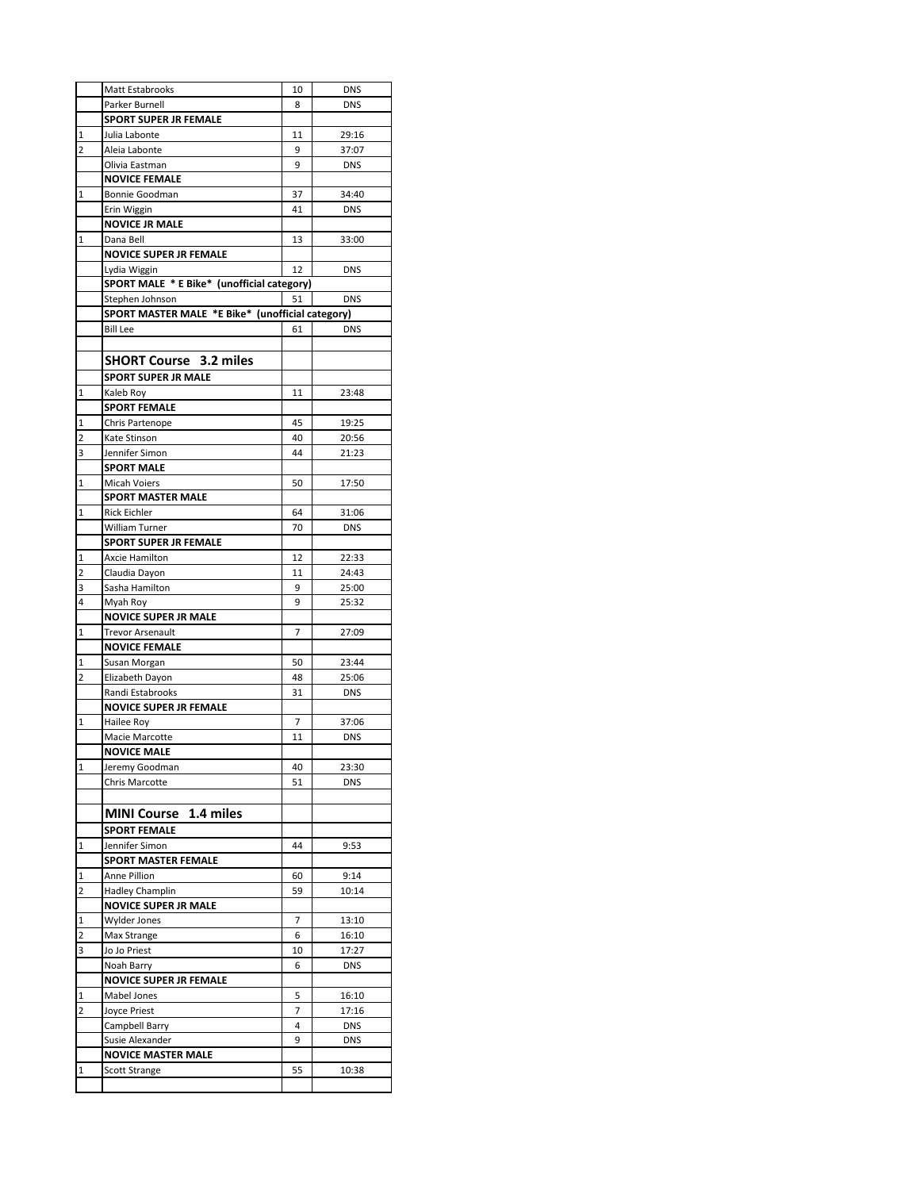|  |  |  |  |
|---|---|---|---|
|  | Matt Estabrooks | 10 | DNS |
|  | Parker Burnell | 8 | DNS |
|  | **SPORT SUPER JR FEMALE** |  |  |
| 1 | Julia Labonte | 11 | 29:16 |
| 2 | Aleia Labonte | 9 | 37:07 |
|  | Olivia Eastman | 9 | DNS |
|  | **NOVICE FEMALE** |  |  |
| 1 | Bonnie Goodman | 37 | 34:40 |
|  | Erin Wiggin | 41 | DNS |
|  | **NOVICE JR MALE** |  |  |
| 1 | Dana Bell | 13 | 33:00 |
|  | **NOVICE SUPER JR FEMALE** |  |  |
|  | Lydia Wiggin | 12 | DNS |
|  | **SPORT MALE * E Bike* (unofficial category)** |  |  |
|  | Stephen Johnson | 51 | DNS |
|  | **SPORT MASTER MALE *E Bike* (unofficial category)** |  |  |
|  | Bill Lee | 61 | DNS |
|  |  |  |  |
|  | **SHORT Course 3.2 miles** |  |  |
|  | **SPORT SUPER JR MALE** |  |  |
| 1 | Kaleb Roy | 11 | 23:48 |
|  | **SPORT FEMALE** |  |  |
| 1 | Chris Partenope | 45 | 19:25 |
| 2 | Kate Stinson | 40 | 20:56 |
| 3 | Jennifer Simon | 44 | 21:23 |
|  | **SPORT MALE** |  |  |
| 1 | Micah Voiers | 50 | 17:50 |
|  | **SPORT MASTER MALE** |  |  |
| 1 | Rick Eichler | 64 | 31:06 |
|  | William Turner | 70 | DNS |
|  | **SPORT SUPER JR FEMALE** |  |  |
| 1 | Axcie Hamilton | 12 | 22:33 |
| 2 | Claudia Dayon | 11 | 24:43 |
| 3 | Sasha Hamilton | 9 | 25:00 |
| 4 | Myah Roy | 9 | 25:32 |
|  | **NOVICE SUPER JR MALE** |  |  |
| 1 | Trevor Arsenault | 7 | 27:09 |
|  | **NOVICE FEMALE** |  |  |
| 1 | Susan Morgan | 50 | 23:44 |
| 2 | Elizabeth Dayon | 48 | 25:06 |
|  | Randi Estabrooks | 31 | DNS |
|  | **NOVICE SUPER JR FEMALE** |  |  |
| 1 | Hailee Roy | 7 | 37:06 |
|  | Macie Marcotte | 11 | DNS |
|  | **NOVICE MALE** |  |  |
| 1 | Jeremy Goodman | 40 | 23:30 |
|  | Chris Marcotte | 51 | DNS |
|  |  |  |  |
|  | **MINI Course 1.4 miles** |  |  |
|  | **SPORT FEMALE** |  |  |
| 1 | Jennifer Simon | 44 | 9:53 |
|  | **SPORT MASTER FEMALE** |  |  |
| 1 | Anne Pillion | 60 | 9:14 |
| 2 | Hadley Champlin | 59 | 10:14 |
|  | **NOVICE SUPER JR MALE** |  |  |
| 1 | Wylder Jones | 7 | 13:10 |
| 2 | Max Strange | 6 | 16:10 |
| 3 | Jo Jo Priest | 10 | 17:27 |
|  | Noah Barry | 6 | DNS |
|  | **NOVICE SUPER JR FEMALE** |  |  |
| 1 | Mabel Jones | 5 | 16:10 |
| 2 | Joyce Priest | 7 | 17:16 |
|  | Campbell Barry | 4 | DNS |
|  | Susie Alexander | 9 | DNS |
|  | **NOVICE MASTER MALE** |  |  |
| 1 | Scott Strange | 55 | 10:38 |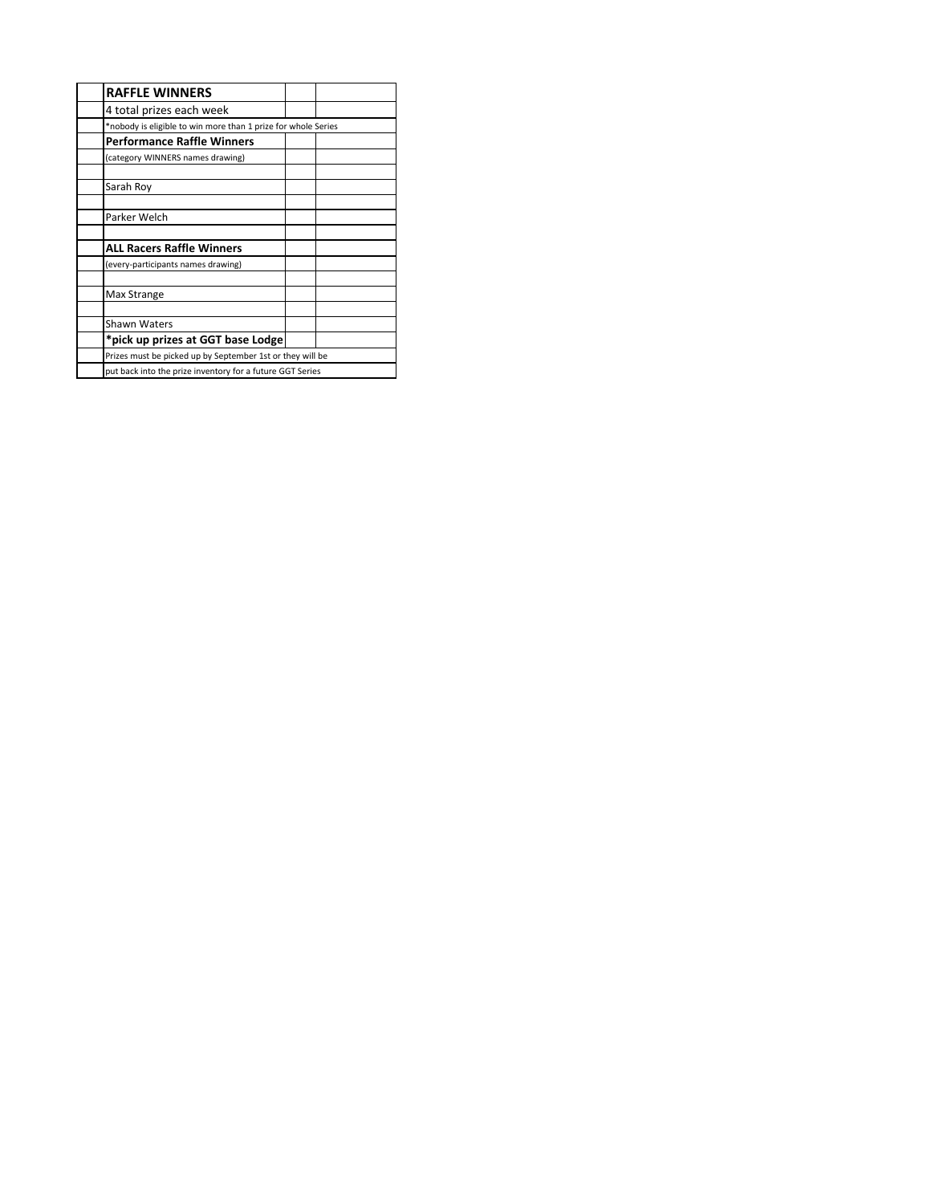| | | | |
|---|---|---|---|
| | **RAFFLE WINNERS** | | |
| | 4 total prizes each week | | |
| | *nobody is eligible to win more than 1 prize for whole Series | | |
| | **Performance Raffle Winners** | | |
| | (category WINNERS names drawing) | | |
| | | | |
| | Sarah Roy | | |
| | | | |
| | Parker Welch | | |
| | | | |
| | **ALL Racers Raffle Winners** | | |
| | (every-participants names drawing) | | |
| | | | |
| | Max Strange | | |
| | | | |
| | Shawn Waters | | |
| | ***pick up prizes at GGT base Lodge** | | |
| | Prizes must be picked up by September 1st or they will be | | |
| | put back into the prize inventory for a future GGT Series | | |